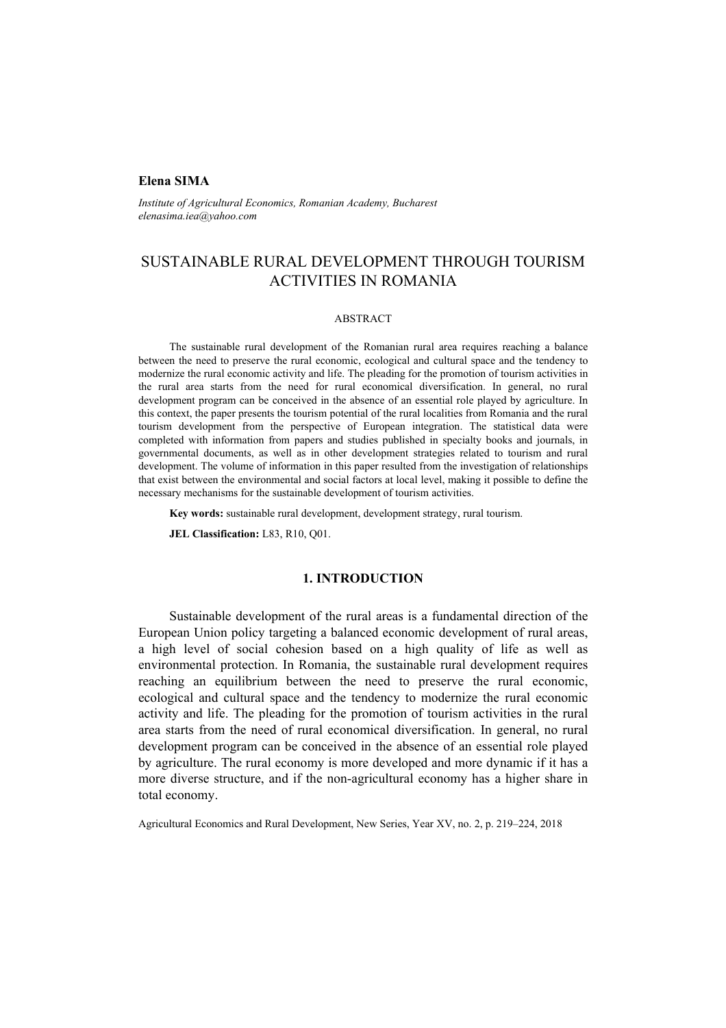**Elena SIMA**

*Institute of Agricultural Economics, Romanian Academy, Bucharest*
*elenasima.iea@yahoo.com*

# SUSTAINABLE RURAL DEVELOPMENT THROUGH TOURISM ACTIVITIES IN ROMANIA

## ABSTRACT

The sustainable rural development of the Romanian rural area requires reaching a balance between the need to preserve the rural economic, ecological and cultural space and the tendency to modernize the rural economic activity and life. The pleading for the promotion of tourism activities in the rural area starts from the need for rural economical diversification. In general, no rural development program can be conceived in the absence of an essential role played by agriculture. In this context, the paper presents the tourism potential of the rural localities from Romania and the rural tourism development from the perspective of European integration. The statistical data were completed with information from papers and studies published in specialty books and journals, in governmental documents, as well as in other development strategies related to tourism and rural development. The volume of information in this paper resulted from the investigation of relationships that exist between the environmental and social factors at local level, making it possible to define the necessary mechanisms for the sustainable development of tourism activities.

**Key words:** sustainable rural development, development strategy, rural tourism.

**JEL Classification:** L83, R10, Q01.

## 1. INTRODUCTION

Sustainable development of the rural areas is a fundamental direction of the European Union policy targeting a balanced economic development of rural areas, a high level of social cohesion based on a high quality of life as well as environmental protection. In Romania, the sustainable rural development requires reaching an equilibrium between the need to preserve the rural economic, ecological and cultural space and the tendency to modernize the rural economic activity and life. The pleading for the promotion of tourism activities in the rural area starts from the need of rural economical diversification. In general, no rural development program can be conceived in the absence of an essential role played by agriculture. The rural economy is more developed and more dynamic if it has a more diverse structure, and if the non-agricultural economy has a higher share in total economy.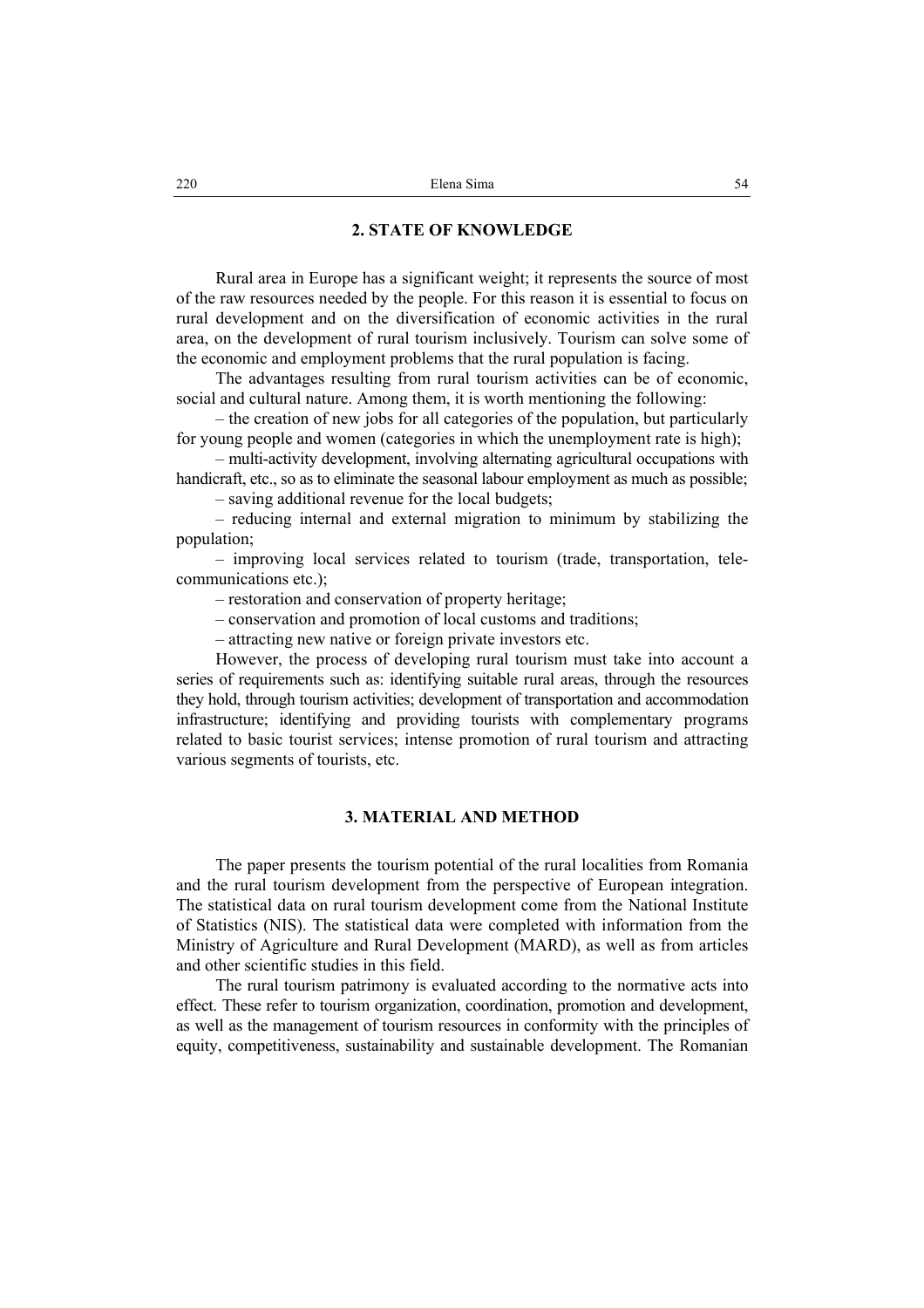## 2. STATE OF KNOWLEDGE

Rural area in Europe has a significant weight; it represents the source of most of the raw resources needed by the people. For this reason it is essential to focus on rural development and on the diversification of economic activities in the rural area, on the development of rural tourism inclusively. Tourism can solve some of the economic and employment problems that the rural population is facing.

The advantages resulting from rural tourism activities can be of economic, social and cultural nature. Among them, it is worth mentioning the following:

– the creation of new jobs for all categories of the population, but particularly for young people and women (categories in which the unemployment rate is high);

– multi-activity development, involving alternating agricultural occupations with handicraft, etc., so as to eliminate the seasonal labour employment as much as possible;

– saving additional revenue for the local budgets;

– reducing internal and external migration to minimum by stabilizing the population;

– improving local services related to tourism (trade, transportation, tele-communications etc.);

– restoration and conservation of property heritage;

– conservation and promotion of local customs and traditions;

– attracting new native or foreign private investors etc.

However, the process of developing rural tourism must take into account a series of requirements such as: identifying suitable rural areas, through the resources they hold, through tourism activities; development of transportation and accommodation infrastructure; identifying and providing tourists with complementary programs related to basic tourist services; intense promotion of rural tourism and attracting various segments of tourists, etc.

## 3. MATERIAL AND METHOD

The paper presents the tourism potential of the rural localities from Romania and the rural tourism development from the perspective of European integration. The statistical data on rural tourism development come from the National Institute of Statistics (NIS). The statistical data were completed with information from the Ministry of Agriculture and Rural Development (MARD), as well as from articles and other scientific studies in this field.

The rural tourism patrimony is evaluated according to the normative acts into effect. These refer to tourism organization, coordination, promotion and development, as well as the management of tourism resources in conformity with the principles of equity, competitiveness, sustainability and sustainable development. The Romanian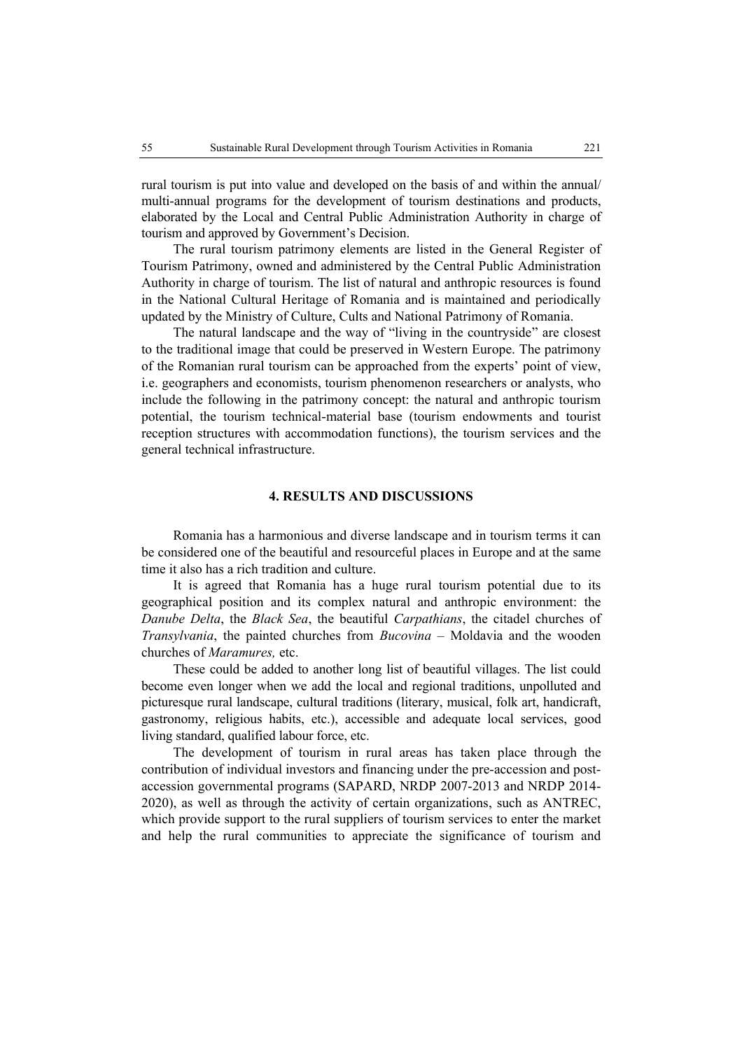rural tourism is put into value and developed on the basis of and within the annual/ multi-annual programs for the development of tourism destinations and products, elaborated by the Local and Central Public Administration Authority in charge of tourism and approved by Government's Decision.

The rural tourism patrimony elements are listed in the General Register of Tourism Patrimony, owned and administered by the Central Public Administration Authority in charge of tourism. The list of natural and anthropic resources is found in the National Cultural Heritage of Romania and is maintained and periodically updated by the Ministry of Culture, Cults and National Patrimony of Romania.

The natural landscape and the way of "living in the countryside" are closest to the traditional image that could be preserved in Western Europe. The patrimony of the Romanian rural tourism can be approached from the experts' point of view, i.e. geographers and economists, tourism phenomenon researchers or analysts, who include the following in the patrimony concept: the natural and anthropic tourism potential, the tourism technical-material base (tourism endowments and tourist reception structures with accommodation functions), the tourism services and the general technical infrastructure.

## 4. RESULTS AND DISCUSSIONS

Romania has a harmonious and diverse landscape and in tourism terms it can be considered one of the beautiful and resourceful places in Europe and at the same time it also has a rich tradition and culture.

It is agreed that Romania has a huge rural tourism potential due to its geographical position and its complex natural and anthropic environment: the *Danube Delta*, the *Black Sea*, the beautiful *Carpathians*, the citadel churches of *Transylvania*, the painted churches from *Bucovina* – Moldavia and the wooden churches of *Maramures,* etc.

These could be added to another long list of beautiful villages. The list could become even longer when we add the local and regional traditions, unpolluted and picturesque rural landscape, cultural traditions (literary, musical, folk art, handicraft, gastronomy, religious habits, etc.), accessible and adequate local services, good living standard, qualified labour force, etc.

The development of tourism in rural areas has taken place through the contribution of individual investors and financing under the pre-accession and post-accession governmental programs (SAPARD, NRDP 2007-2013 and NRDP 2014-2020), as well as through the activity of certain organizations, such as ANTREC, which provide support to the rural suppliers of tourism services to enter the market and help the rural communities to appreciate the significance of tourism and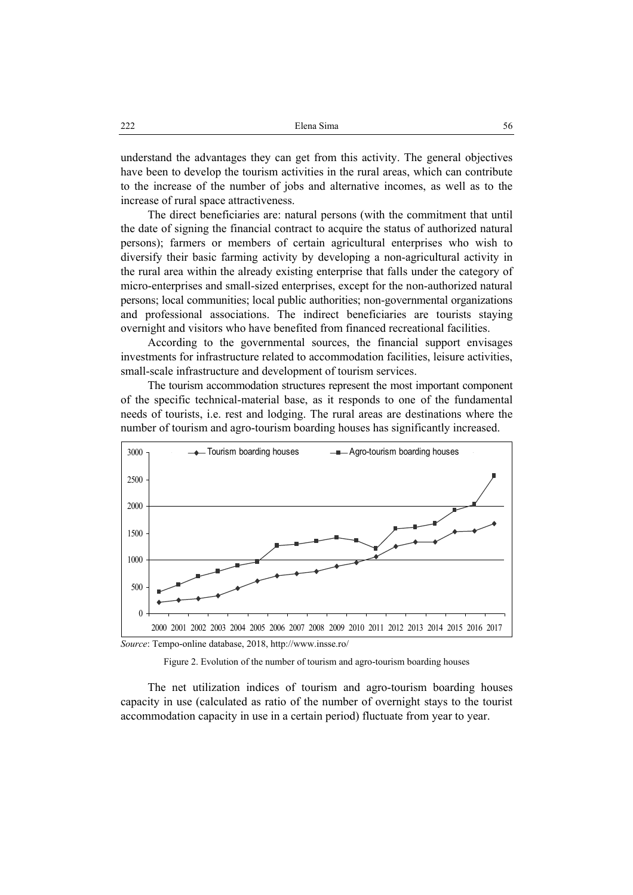understand the advantages they can get from this activity. The general objectives have been to develop the tourism activities in the rural areas, which can contribute to the increase of the number of jobs and alternative incomes, as well as to the increase of rural space attractiveness.

The direct beneficiaries are: natural persons (with the commitment that until the date of signing the financial contract to acquire the status of authorized natural persons); farmers or members of certain agricultural enterprises who wish to diversify their basic farming activity by developing a non-agricultural activity in the rural area within the already existing enterprise that falls under the category of micro-enterprises and small-sized enterprises, except for the non-authorized natural persons; local communities; local public authorities; non-governmental organizations and professional associations. The indirect beneficiaries are tourists staying overnight and visitors who have benefited from financed recreational facilities.

According to the governmental sources, the financial support envisages investments for infrastructure related to accommodation facilities, leisure activities, small-scale infrastructure and development of tourism services.

The tourism accommodation structures represent the most important component of the specific technical-material base, as it responds to one of the fundamental needs of tourists, i.e. rest and lodging. The rural areas are destinations where the number of tourism and agro-tourism boarding houses has significantly increased.

*Source*: Tempo-online database, 2018, http://www.insse.ro/

Figure 2. Evolution of the number of tourism and agro-tourism boarding houses

The net utilization indices of tourism and agro-tourism boarding houses capacity in use (calculated as ratio of the number of overnight stays to the tourist accommodation capacity in use in a certain period) fluctuate from year to year.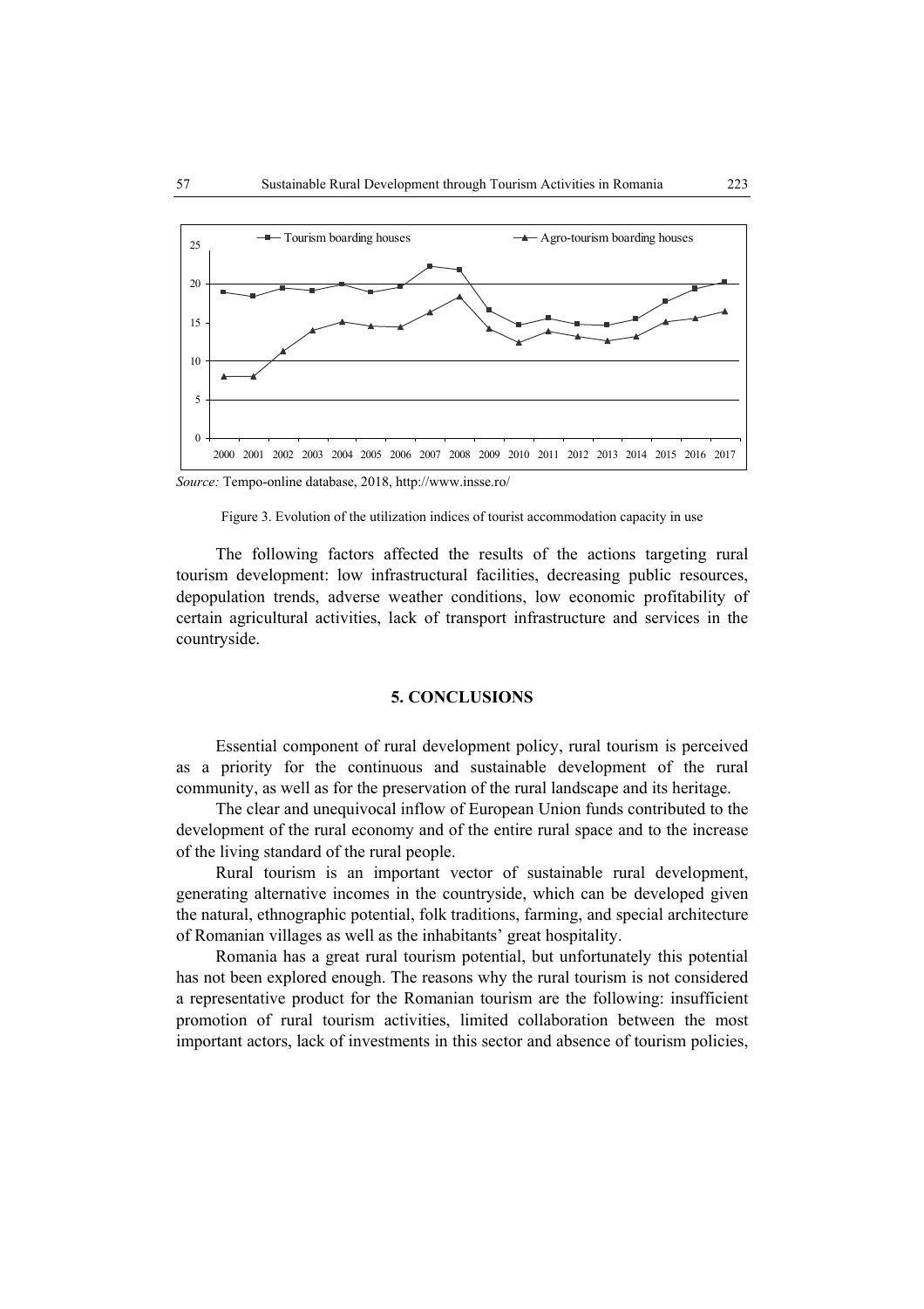*Source:* Tempo-online database, 2018, http://www.insse.ro/

Figure 3. Evolution of the utilization indices of tourist accommodation capacity in use

The following factors affected the results of the actions targeting rural tourism development: low infrastructural facilities, decreasing public resources, depopulation trends, adverse weather conditions, low economic profitability of certain agricultural activities, lack of transport infrastructure and services in the countryside.

## 5. CONCLUSIONS

Essential component of rural development policy, rural tourism is perceived as a priority for the continuous and sustainable development of the rural community, as well as for the preservation of the rural landscape and its heritage.

The clear and unequivocal inflow of European Union funds contributed to the development of the rural economy and of the entire rural space and to the increase of the living standard of the rural people.

Rural tourism is an important vector of sustainable rural development, generating alternative incomes in the countryside, which can be developed given the natural, ethnographic potential, folk traditions, farming, and special architecture of Romanian villages as well as the inhabitants' great hospitality.

Romania has a great rural tourism potential, but unfortunately this potential has not been explored enough. The reasons why the rural tourism is not considered a representative product for the Romanian tourism are the following: insufficient promotion of rural tourism activities, limited collaboration between the most important actors, lack of investments in this sector and absence of tourism policies,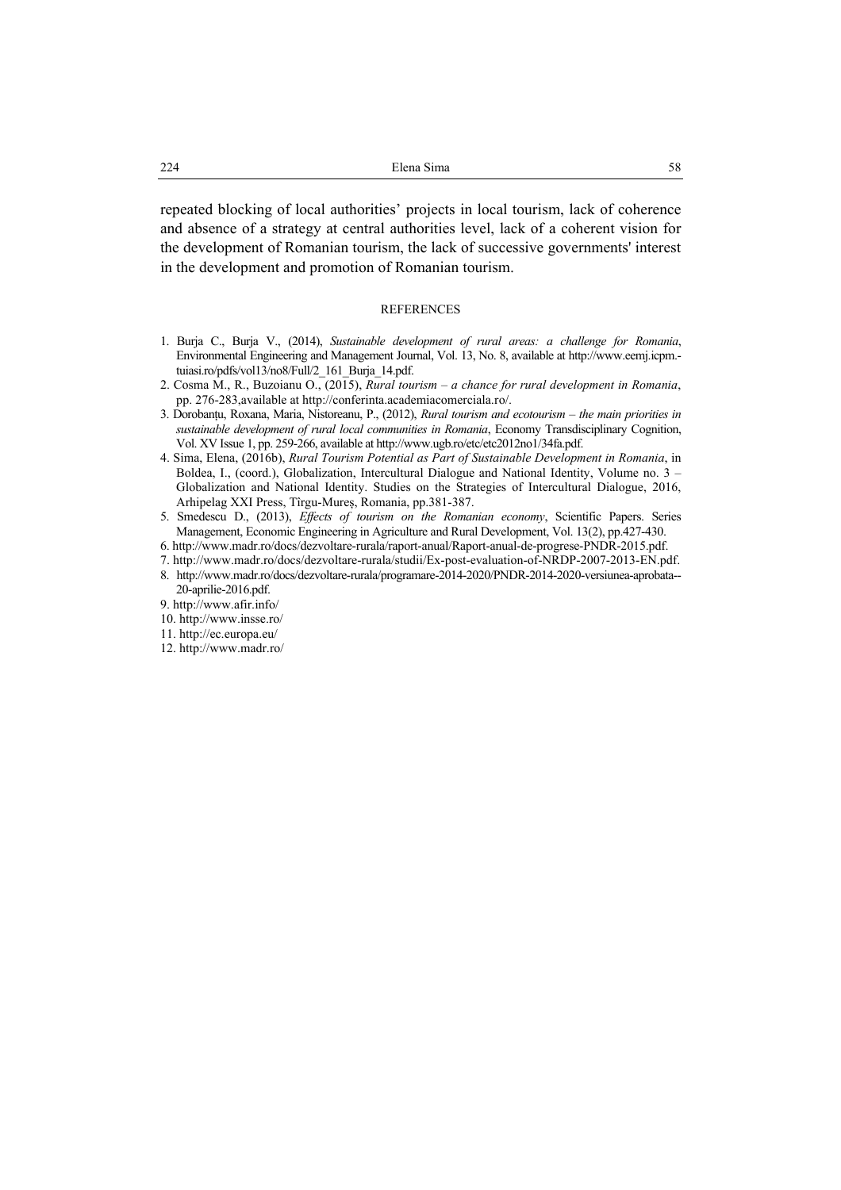repeated blocking of local authorities' projects in local tourism, lack of coherence and absence of a strategy at central authorities level, lack of a coherent vision for the development of Romanian tourism, the lack of successive governments' interest in the development and promotion of Romanian tourism.

## REFERENCES

1. Burja C., Burja V., (2014), *Sustainable development of rural areas: a challenge for Romania*, Environmental Engineering and Management Journal, Vol. 13, No. 8, available at http://www.eemj.icpm.-tuiasi.ro/pdfs/vol13/no8/Full/2_161_Burja_14.pdf.
2. Cosma M., R., Buzoianu O., (2015), *Rural tourism – a chance for rural development in Romania*, pp. 276-283,available at http://conferinta.academiacomerciala.ro/.
3. Dorobanțu, Roxana, Maria, Nistoreanu, P., (2012), *Rural tourism and ecotourism – the main priorities in sustainable development of rural local communities in Romania*, Economy Transdisciplinary Cognition, Vol. XV Issue 1, pp. 259-266, available at http://www.ugb.ro/etc/etc2012no1/34fa.pdf.
4. Sima, Elena, (2016b), *Rural Tourism Potential as Part of Sustainable Development in Romania*, in Boldea, I., (coord.), Globalization, Intercultural Dialogue and National Identity, Volume no. 3 – Globalization and National Identity. Studies on the Strategies of Intercultural Dialogue, 2016, Arhipelag XXI Press, Tîrgu-Mureș, Romania, pp.381-387.
5. Smedescu D., (2013), *Effects of tourism on the Romanian economy*, Scientific Papers. Series Management, Economic Engineering in Agriculture and Rural Development, Vol. 13(2), pp.427-430.
6. http://www.madr.ro/docs/dezvoltare-rurala/raport-anual/Raport-anual-de-progrese-PNDR-2015.pdf.
7. http://www.madr.ro/docs/dezvoltare-rurala/studii/Ex-post-evaluation-of-NRDP-2007-2013-EN.pdf.
8. http://www.madr.ro/docs/dezvoltare-rurala/programare-2014-2020/PNDR-2014-2020-versiunea-aprobata--20-aprilie-2016.pdf.
9. http://www.afir.info/
10. http://www.insse.ro/
11. http://ec.europa.eu/
12. http://www.madr.ro/